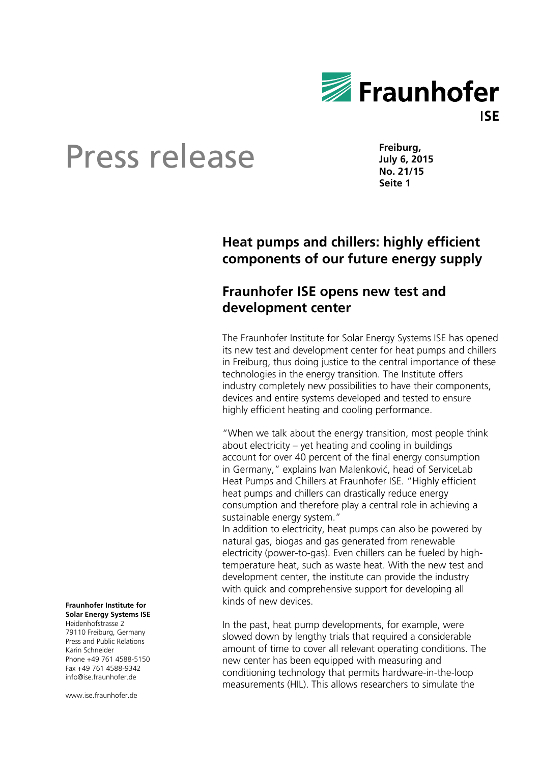# Press release

**Freiburg,**
**July 6, 2015**
**No. 21/15**
**Seite 1**

## Heat pumps and chillers: highly efficient components of our future energy supply

## Fraunhofer ISE opens new test and development center

The Fraunhofer Institute for Solar Energy Systems ISE has opened its new test and development center for heat pumps and chillers in Freiburg, thus doing justice to the central importance of these technologies in the energy transition. The Institute offers industry completely new possibilities to have their components, devices and entire systems developed and tested to ensure highly efficient heating and cooling performance.

"When we talk about the energy transition, most people think about electricity – yet heating and cooling in buildings account for over 40 percent of the final energy consumption in Germany," explains Ivan Malenković, head of ServiceLab Heat Pumps and Chillers at Fraunhofer ISE. "Highly efficient heat pumps and chillers can drastically reduce energy consumption and therefore play a central role in achieving a sustainable energy system."

In addition to electricity, heat pumps can also be powered by natural gas, biogas and gas generated from renewable electricity (power-to-gas). Even chillers can be fueled by high-temperature heat, such as waste heat. With the new test and development center, the institute can provide the industry with quick and comprehensive support for developing all kinds of new devices.

In the past, heat pump developments, for example, were slowed down by lengthy trials that required a considerable amount of time to cover all relevant operating conditions. The new center has been equipped with measuring and conditioning technology that permits hardware-in-the-loop measurements (HIL). This allows researchers to simulate the

**Fraunhofer Institute for Solar Energy Systems ISE**
Heidenhofstrasse 2
79110 Freiburg, Germany
Press and Public Relations
Karin Schneider
Phone +49 761 4588-5150
Fax +49 761 4588-9342
info@ise.fraunhofer.de

www.ise.fraunhofer.de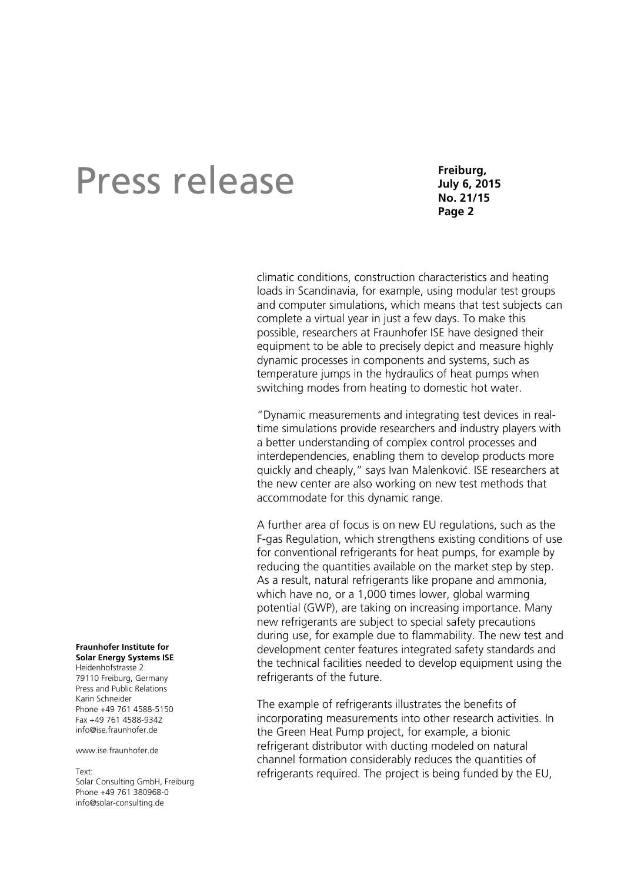climatic conditions, construction characteristics and heating loads in Scandinavia, for example, using modular test groups and computer simulations, which means that test subjects can complete a virtual year in just a few days. To make this possible, researchers at Fraunhofer ISE have designed their equipment to be able to precisely depict and measure highly dynamic processes in components and systems, such as temperature jumps in the hydraulics of heat pumps when switching modes from heating to domestic hot water.

"Dynamic measurements and integrating test devices in real-time simulations provide researchers and industry players with a better understanding of complex control processes and interdependencies, enabling them to develop products more quickly and cheaply," says Ivan Malenković. ISE researchers at the new center are also working on new test methods that accommodate for this dynamic range.

A further area of focus is on new EU regulations, such as the F-gas Regulation, which strengthens existing conditions of use for conventional refrigerants for heat pumps, for example by reducing the quantities available on the market step by step. As a result, natural refrigerants like propane and ammonia, which have no, or a 1,000 times lower, global warming potential (GWP), are taking on increasing importance. Many new refrigerants are subject to special safety precautions during use, for example due to flammability. The new test and development center features integrated safety standards and the technical facilities needed to develop equipment using the refrigerants of the future.

The example of refrigerants illustrates the benefits of incorporating measurements into other research activities. In the Green Heat Pump project, for example, a bionic refrigerant distributor with ducting modeled on natural channel formation considerably reduces the quantities of refrigerants required. The project is being funded by the EU,

**Fraunhofer Institute for Solar Energy Systems ISE**
Heidenhofstrasse 2
79110 Freiburg, Germany
Press and Public Relations
Karin Schneider
Phone +49 761 4588-5150
Fax +49 761 4588-9342
info@ise.fraunhofer.de

www.ise.fraunhofer.de

Text:
Solar Consulting GmbH, Freiburg
Phone +49 761 380968-0
info@solar-consulting.de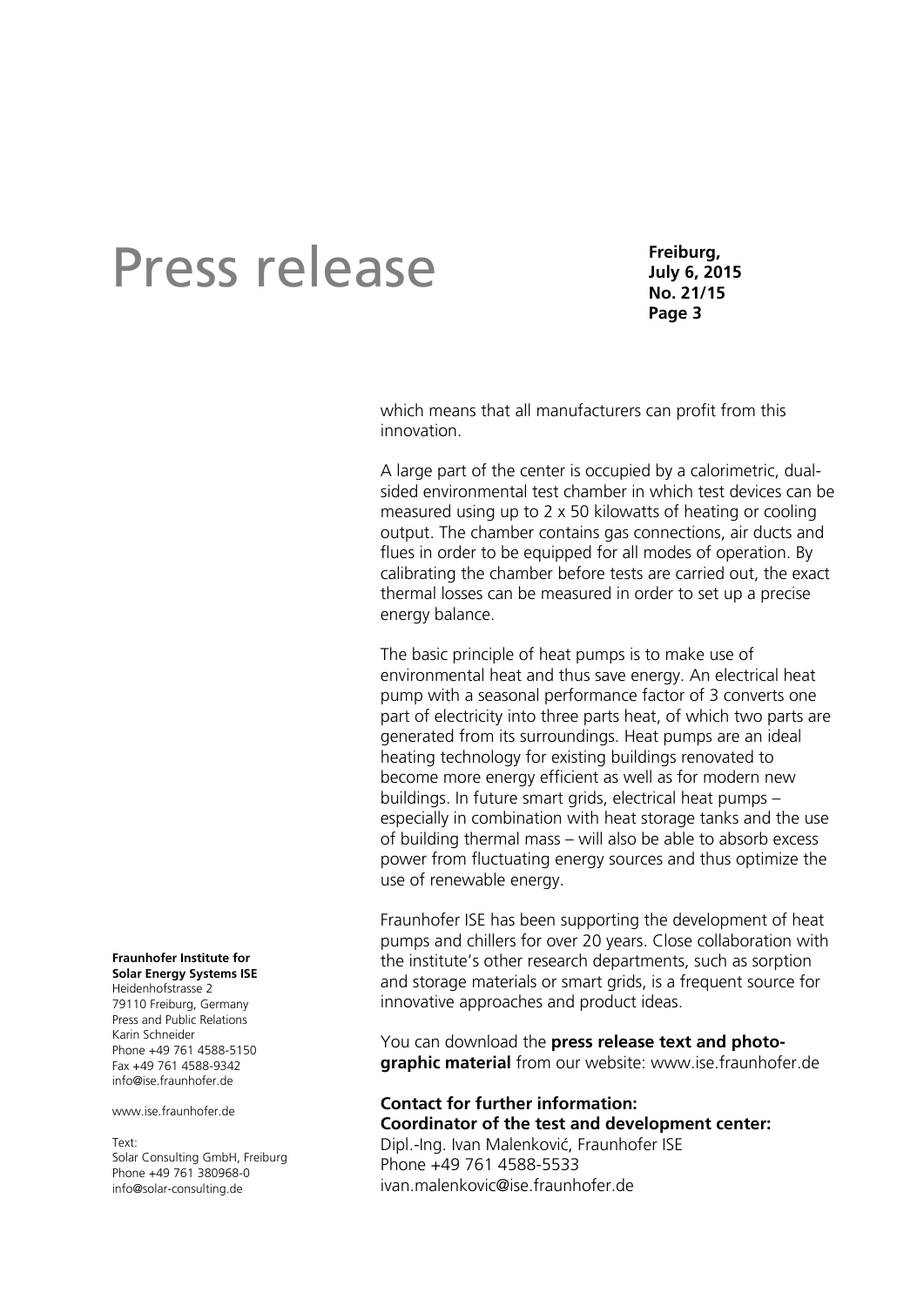which means that all manufacturers can profit from this innovation.

A large part of the center is occupied by a calorimetric, dual-sided environmental test chamber in which test devices can be measured using up to 2 x 50 kilowatts of heating or cooling output. The chamber contains gas connections, air ducts and flues in order to be equipped for all modes of operation. By calibrating the chamber before tests are carried out, the exact thermal losses can be measured in order to set up a precise energy balance.

The basic principle of heat pumps is to make use of environmental heat and thus save energy. An electrical heat pump with a seasonal performance factor of 3 converts one part of electricity into three parts heat, of which two parts are generated from its surroundings. Heat pumps are an ideal heating technology for existing buildings renovated to become more energy efficient as well as for modern new buildings. In future smart grids, electrical heat pumps – especially in combination with heat storage tanks and the use of building thermal mass – will also be able to absorb excess power from fluctuating energy sources and thus optimize the use of renewable energy.

Fraunhofer ISE has been supporting the development of heat pumps and chillers for over 20 years. Close collaboration with the institute's other research departments, such as sorption and storage materials or smart grids, is a frequent source for innovative approaches and product ideas.

You can download the **press release text and photographic material** from our website: www.ise.fraunhofer.de

**Contact for further information:**
**Coordinator of the test and development center:**
Dipl.-Ing. Ivan Malenković, Fraunhofer ISE
Phone +49 761 4588-5533
ivan.malenkovic@ise.fraunhofer.de

**Fraunhofer Institute for Solar Energy Systems ISE**
Heidenhofstrasse 2
79110 Freiburg, Germany
Press and Public Relations
Karin Schneider
Phone +49 761 4588-5150
Fax +49 761 4588-9342
info@ise.fraunhofer.de

www.ise.fraunhofer.de

Text:
Solar Consulting GmbH, Freiburg
Phone +49 761 380968-0
info@solar-consulting.de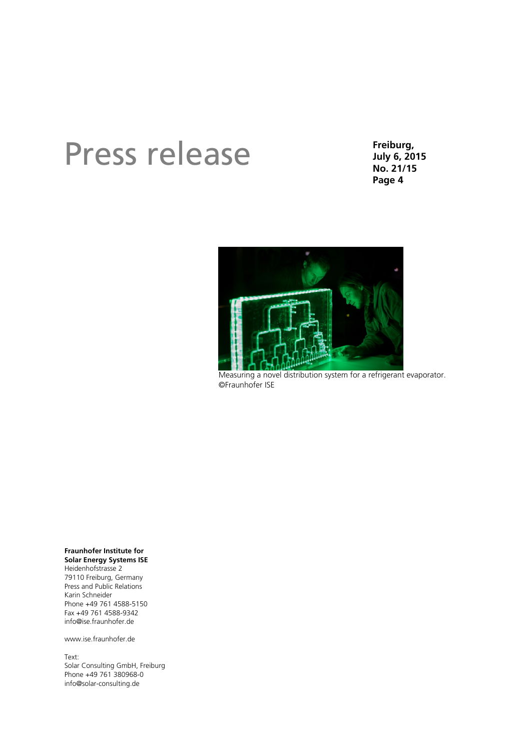Measuring a novel distribution system for a refrigerant evaporator. ©Fraunhofer ISE

**Fraunhofer Institute for Solar Energy Systems ISE**
Heidenhofstrasse 2
79110 Freiburg, Germany
Press and Public Relations
Karin Schneider
Phone +49 761 4588-5150
Fax +49 761 4588-9342
info@ise.fraunhofer.de

www.ise.fraunhofer.de

Text:
Solar Consulting GmbH, Freiburg
Phone +49 761 380968-0
info@solar-consulting.de